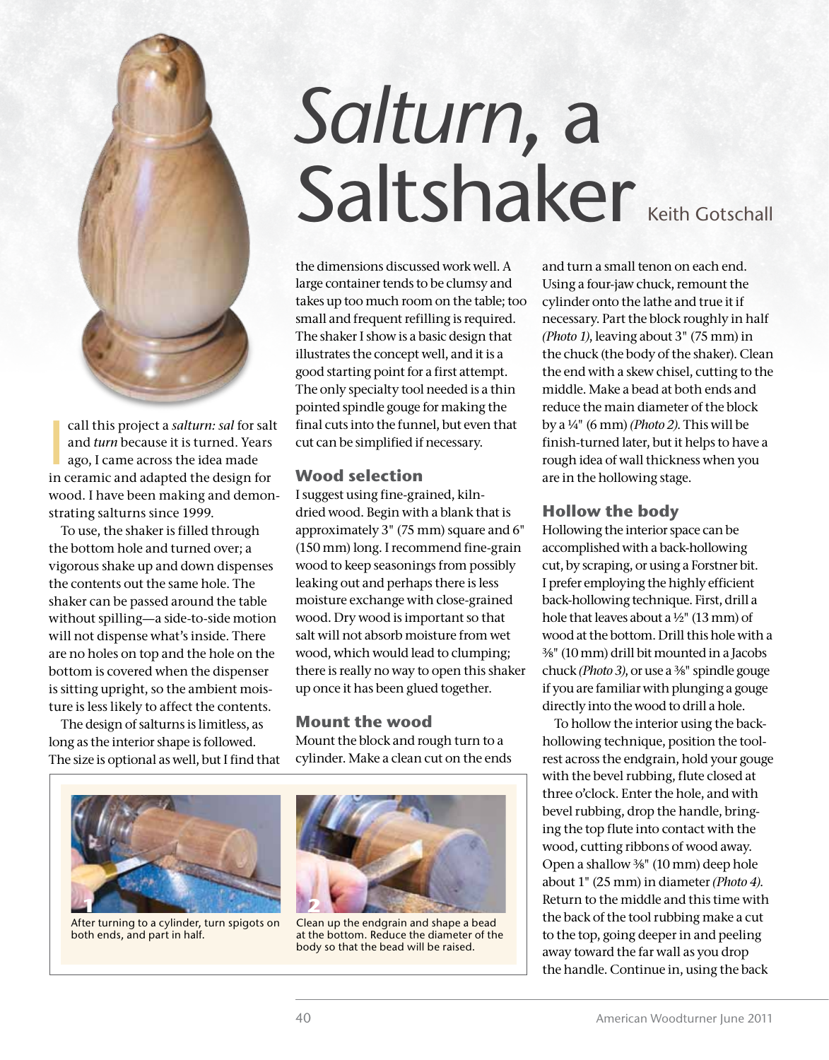# *Salturn,* a Saltshaker

Keith Gotschall

I call this project a *salturn: sal* for salt and *turn* because it is turned. Years ago, I came across the idea made in ceramic and adapted the design for wood. I have been making and demonstrating salturns since 1999.

To use, the shaker is filled through the bottom hole and turned over; a vigorous shake up and down dispenses the contents out the same hole. The shaker can be passed around the table without spilling—a side-to-side motion will not dispense what's inside. There are no holes on top and the hole on the bottom is covered when the dispenser is sitting upright, so the ambient moisture is less likely to affect the contents.

The design of salturns is limitless, as long as the interior shape is followed. The size is optional as well, but I find that the dimensions discussed work well. A large container tends to be clumsy and takes up too much room on the table; too small and frequent refilling is required. The shaker I show is a basic design that illustrates the concept well, and it is a good starting point for a first attempt. The only specialty tool needed is a thin pointed spindle gouge for making the final cuts into the funnel, but even that cut can be simplified if necessary.

## Wood selection

I suggest using fine-grained, kiln-dried wood. Begin with a blank that is approximately 3" (75 mm) square and 6" (150 mm) long. I recommend fine-grain wood to keep seasonings from possibly leaking out and perhaps there is less moisture exchange with close-grained wood. Dry wood is important so that salt will not absorb moisture from wet wood, which would lead to clumping; there is really no way to open this shaker up once it has been glued together.

## Mount the wood

Mount the block and rough turn to a cylinder. Make a clean cut on the ends and turn a small tenon on each end. Using a four-jaw chuck, remount the cylinder onto the lathe and true it if necessary. Part the block roughly in half *(Photo 1)*, leaving about 3" (75 mm) in the chuck (the body of the shaker). Clean the end with a skew chisel, cutting to the middle. Make a bead at both ends and reduce the main diameter of the block by a ¼" (6 mm) *(Photo 2)*. This will be finish-turned later, but it helps to have a rough idea of wall thickness when you are in the hollowing stage.

## Hollow the body

Hollowing the interior space can be accomplished with a back-hollowing cut, by scraping, or using a Forstner bit. I prefer employing the highly efficient back-hollowing technique. First, drill a hole that leaves about a ½" (13 mm) of wood at the bottom. Drill this hole with a ⅜" (10 mm) drill bit mounted in a Jacobs chuck *(Photo 3)*, or use a ⅜" spindle gouge if you are familiar with plunging a gouge directly into the wood to drill a hole.

To hollow the interior using the back-hollowing technique, position the toolrest across the endgrain, hold your gouge with the bevel rubbing, flute closed at three o'clock. Enter the hole, and with bevel rubbing, drop the handle, bringing the top flute into contact with the wood, cutting ribbons of wood away. Open a shallow ⅜" (10 mm) deep hole about 1" (25 mm) in diameter *(Photo 4)*. Return to the middle and this time with the back of the tool rubbing make a cut to the top, going deeper in and peeling away toward the far wall as you drop the handle. Continue in, using the back

1 After turning to a cylinder, turn spigots on both ends, and part in half.

2 Clean up the endgrain and shape a bead at the bottom. Reduce the diameter of the body so that the bead will be raised.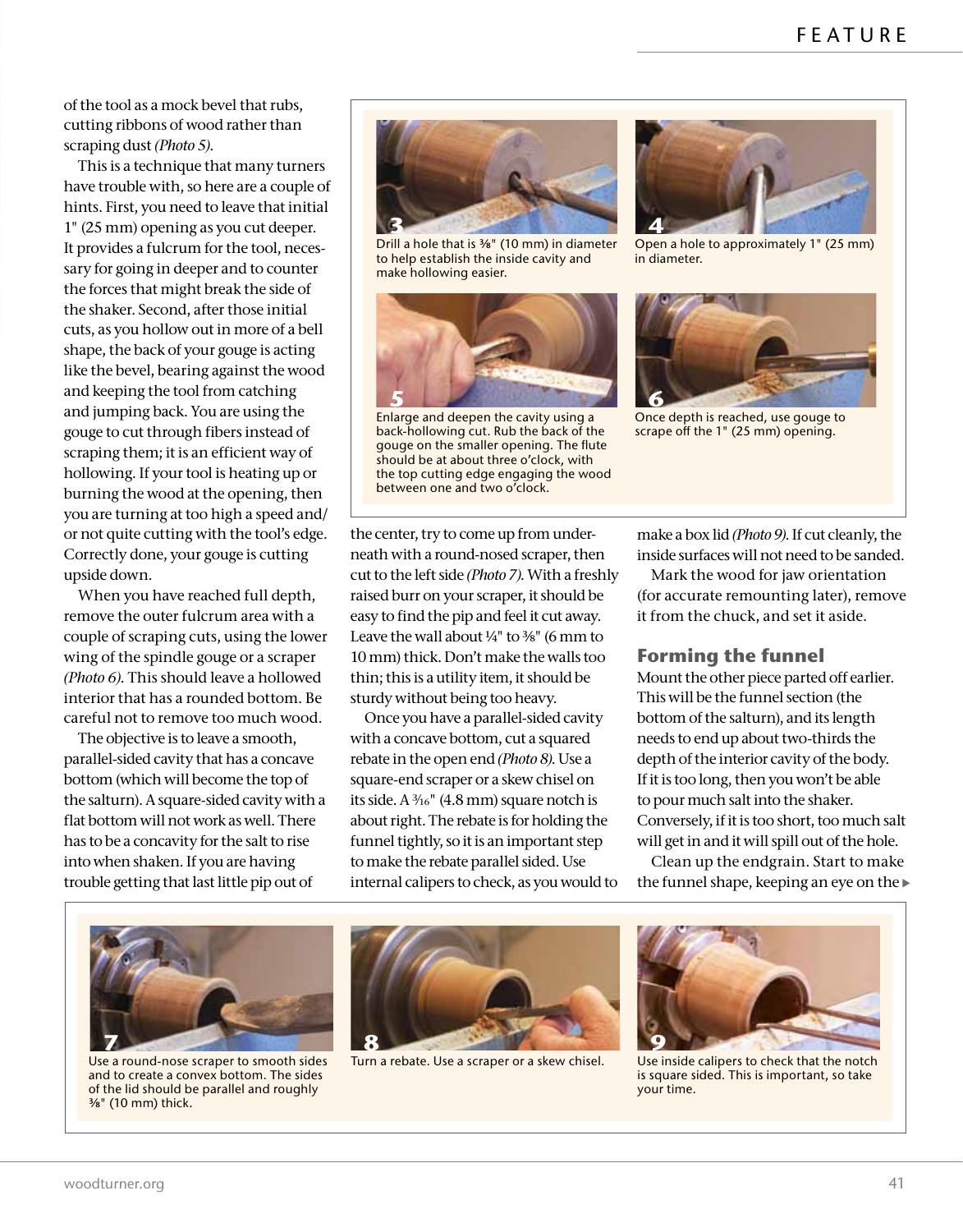of the tool as a mock bevel that rubs, cutting ribbons of wood rather than scraping dust *(Photo 5)*.

This is a technique that many turners have trouble with, so here are a couple of hints. First, you need to leave that initial 1" (25 mm) opening as you cut deeper. It provides a fulcrum for the tool, necessary for going in deeper and to counter the forces that might break the side of the shaker. Second, after those initial cuts, as you hollow out in more of a bell shape, the back of your gouge is acting like the bevel, bearing against the wood and keeping the tool from catching and jumping back. You are using the gouge to cut through fibers instead of scraping them; it is an efficient way of hollowing. If your tool is heating up or burning the wood at the opening, then you are turning at too high a speed and/or not quite cutting with the tool's edge. Correctly done, your gouge is cutting upside down.

When you have reached full depth, remove the outer fulcrum area with a couple of scraping cuts, using the lower wing of the spindle gouge or a scraper *(Photo 6)*. This should leave a hollowed interior that has a rounded bottom. Be careful not to remove too much wood.

The objective is to leave a smooth, parallel-sided cavity that has a concave bottom (which will become the top of the salturn). A square-sided cavity with a flat bottom will not work as well. There has to be a concavity for the salt to rise into when shaken. If you are having trouble getting that last little pip out of the center, try to come up from underneath with a round-nosed scraper, then cut to the left side *(Photo 7)*. With a freshly raised burr on your scraper, it should be easy to find the pip and feel it cut away. Leave the wall about ¼" to ⅜" (6 mm to 10 mm) thick. Don't make the walls too thin; this is a utility item, it should be sturdy without being too heavy.

Once you have a parallel-sided cavity with a concave bottom, cut a squared rebate in the open end *(Photo 8)*. Use a square-end scraper or a skew chisel on its side. A 3⁄16" (4.8 mm) square notch is about right. The rebate is for holding the funnel tightly, so it is an important step to make the rebate parallel sided. Use internal calipers to check, as you would to make a box lid *(Photo 9)*. If cut cleanly, the inside surfaces will not need to be sanded.

Mark the wood for jaw orientation (for accurate remounting later), remove it from the chuck, and set it aside.

## Forming the funnel

Mount the other piece parted off earlier. This will be the funnel section (the bottom of the salturn), and its length needs to end up about two-thirds the depth of the interior cavity of the body. If it is too long, then you won't be able to pour much salt into the shaker. Conversely, if it is too short, too much salt will get in and it will spill out of the hole.

Clean up the endgrain. Start to make the funnel shape, keeping an eye on the ▸

**3** Drill a hole that is ⅜" (10 mm) in diameter to help establish the inside cavity and make hollowing easier.

**4** Open a hole to approximately 1" (25 mm) in diameter.

**5** Enlarge and deepen the cavity using a back-hollowing cut. Rub the back of the gouge on the smaller opening. The flute should be at about three o'clock, with the top cutting edge engaging the wood between one and two o'clock.

**6** Once depth is reached, use gouge to scrape off the 1" (25 mm) opening.

**7** Use a round-nose scraper to smooth sides and to create a convex bottom. The sides of the lid should be parallel and roughly ⅜" (10 mm) thick.

**8** Turn a rebate. Use a scraper or a skew chisel.

**9** Use inside calipers to check that the notch is square sided. This is important, so take your time.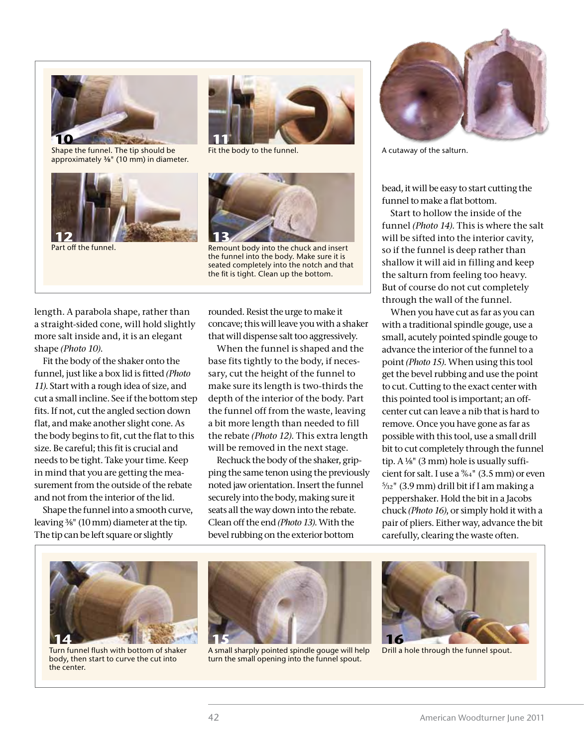10 Shape the funnel. The tip should be approximately ⅜" (10 mm) in diameter.

11 Fit the body to the funnel.

12 Part off the funnel.

13 Remount body into the chuck and insert the funnel into the body. Make sure it is seated completely into the notch and that the fit is tight. Clean up the bottom.

A cutaway of the salturn.

length. A parabola shape, rather than a straight-sided cone, will hold slightly more salt inside and, it is an elegant shape *(Photo 10)*.

Fit the body of the shaker onto the funnel, just like a box lid is fitted *(Photo 11)*. Start with a rough idea of size, and cut a small incline. See if the bottom step fits. If not, cut the angled section down flat, and make another slight cone. As the body begins to fit, cut the flat to this size. Be careful; this fit is crucial and needs to be tight. Take your time. Keep in mind that you are getting the measurement from the outside of the rebate and not from the interior of the lid.

Shape the funnel into a smooth curve, leaving ⅜" (10 mm) diameter at the tip. The tip can be left square or slightly rounded. Resist the urge to make it concave; this will leave you with a shaker that will dispense salt too aggressively.

When the funnel is shaped and the base fits tightly to the body, if necessary, cut the height of the funnel to make sure its length is two-thirds the depth of the interior of the body. Part the funnel off from the waste, leaving a bit more length than needed to fill the rebate *(Photo 12)*. This extra length will be removed in the next stage.

Rechuck the body of the shaker, gripping the same tenon using the previously noted jaw orientation. Insert the funnel securely into the body, making sure it seats all the way down into the rebate. Clean off the end *(Photo 13)*. With the bevel rubbing on the exterior bottom bead, it will be easy to start cutting the funnel to make a flat bottom.

Start to hollow the inside of the funnel *(Photo 14)*. This is where the salt will be sifted into the interior cavity, so if the funnel is deep rather than shallow it will aid in filling and keep the salturn from feeling too heavy. But of course do not cut completely through the wall of the funnel.

When you have cut as far as you can with a traditional spindle gouge, use a small, acutely pointed spindle gouge to advance the interior of the funnel to a point *(Photo 15)*. When using this tool get the bevel rubbing and use the point to cut. Cutting to the exact center with this pointed tool is important; an off-center cut can leave a nib that is hard to remove. Once you have gone as far as possible with this tool, use a small drill bit to cut completely through the funnel tip. A ⅛" (3 mm) hole is usually sufficient for salt. I use a 9⁄64" (3.5 mm) or even 5⁄32" (3.9 mm) drill bit if I am making a peppershaker. Hold the bit in a Jacobs chuck *(Photo 16)*, or simply hold it with a pair of pliers. Either way, advance the bit carefully, clearing the waste often.

14 Turn funnel flush with bottom of shaker body, then start to curve the cut into the center.

15 A small sharply pointed spindle gouge will help turn the small opening into the funnel spout.

16 Drill a hole through the funnel spout.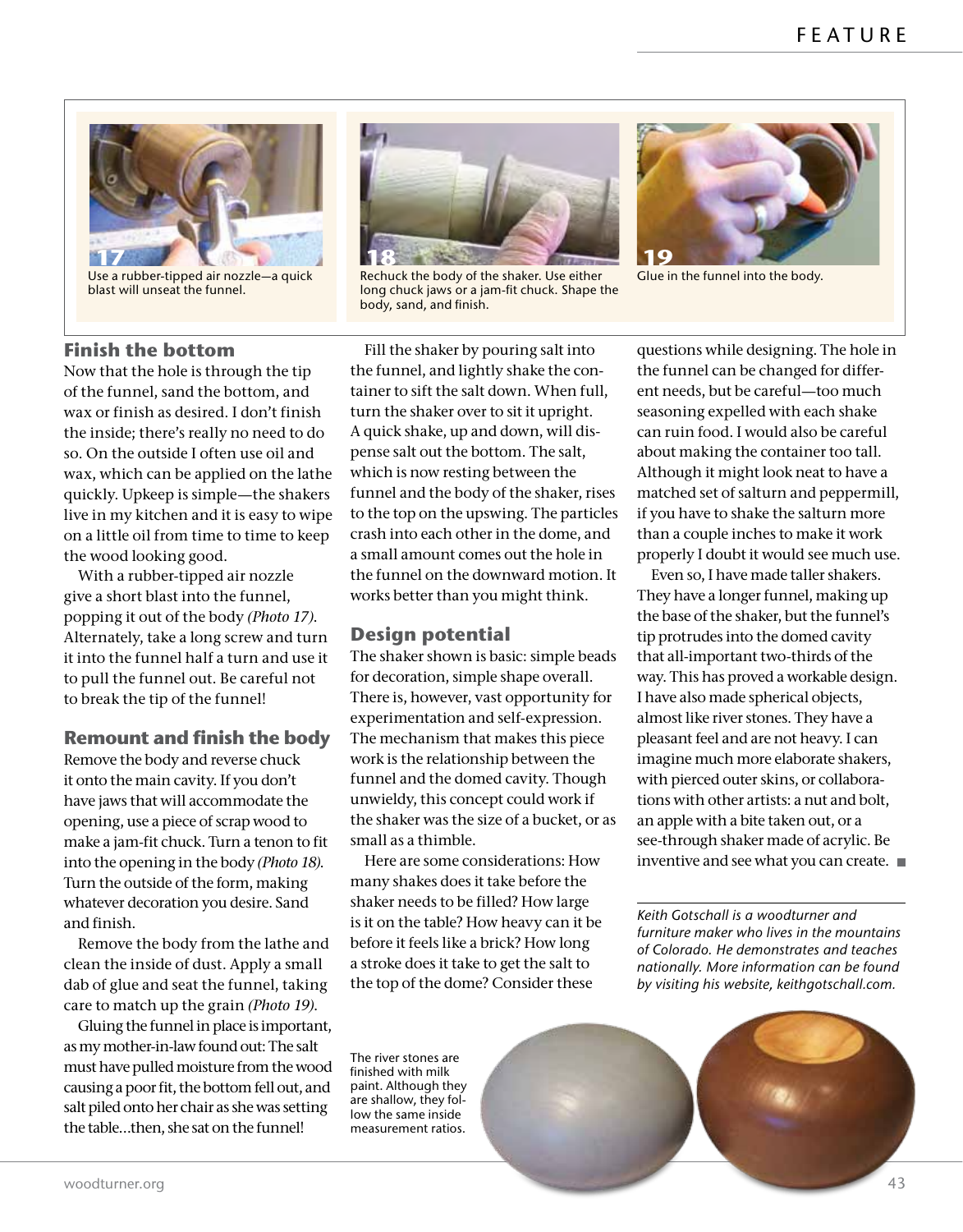Use a rubber-tipped air nozzle—a quick blast will unseat the funnel.

Rechuck the body of the shaker. Use either long chuck jaws or a jam-fit chuck. Shape the body, sand, and finish.

Glue in the funnel into the body.

## Finish the bottom

Now that the hole is through the tip of the funnel, sand the bottom, and wax or finish as desired. I don't finish the inside; there's really no need to do so. On the outside I often use oil and wax, which can be applied on the lathe quickly. Upkeep is simple—the shakers live in my kitchen and it is easy to wipe on a little oil from time to time to keep the wood looking good.

With a rubber-tipped air nozzle give a short blast into the funnel, popping it out of the body *(Photo 17)*. Alternately, take a long screw and turn it into the funnel half a turn and use it to pull the funnel out. Be careful not to break the tip of the funnel!

## Remount and finish the body

Remove the body and reverse chuck it onto the main cavity. If you don't have jaws that will accommodate the opening, use a piece of scrap wood to make a jam-fit chuck. Turn a tenon to fit into the opening in the body *(Photo 18)*. Turn the outside of the form, making whatever decoration you desire. Sand and finish.

Remove the body from the lathe and clean the inside of dust. Apply a small dab of glue and seat the funnel, taking care to match up the grain *(Photo 19)*.

Gluing the funnel in place is important, as my mother-in-law found out: The salt must have pulled moisture from the wood causing a poor fit, the bottom fell out, and salt piled onto her chair as she was setting the table…then, she sat on the funnel!

Fill the shaker by pouring salt into the funnel, and lightly shake the container to sift the salt down. When full, turn the shaker over to sit it upright. A quick shake, up and down, will dispense salt out the bottom. The salt, which is now resting between the funnel and the body of the shaker, rises to the top on the upswing. The particles crash into each other in the dome, and a small amount comes out the hole in the funnel on the downward motion. It works better than you might think.

## Design potential

The shaker shown is basic: simple beads for decoration, simple shape overall. There is, however, vast opportunity for experimentation and self-expression. The mechanism that makes this piece work is the relationship between the funnel and the domed cavity. Though unwieldy, this concept could work if the shaker was the size of a bucket, or as small as a thimble.

Here are some considerations: How many shakes does it take before the shaker needs to be filled? How large is it on the table? How heavy can it be before it feels like a brick? How long a stroke does it take to get the salt to the top of the dome? Consider these questions while designing. The hole in the funnel can be changed for different needs, but be careful—too much seasoning expelled with each shake can ruin food. I would also be careful about making the container too tall. Although it might look neat to have a matched set of salturn and peppermill, if you have to shake the salturn more than a couple inches to make it work properly I doubt it would see much use.

Even so, I have made taller shakers. They have a longer funnel, making up the base of the shaker, but the funnel's tip protrudes into the domed cavity that all-important two-thirds of the way. This has proved a workable design. I have also made spherical objects, almost like river stones. They have a pleasant feel and are not heavy. I can imagine much more elaborate shakers, with pierced outer skins, or collaborations with other artists: a nut and bolt, an apple with a bite taken out, or a see-through shaker made of acrylic. Be inventive and see what you can create. ■

*Keith Gotschall is a woodturner and furniture maker who lives in the mountains of Colorado. He demonstrates and teaches nationally. More information can be found by visiting his website, keithgotschall.com.*

The river stones are finished with milk paint. Although they are shallow, they follow the same inside measurement ratios.